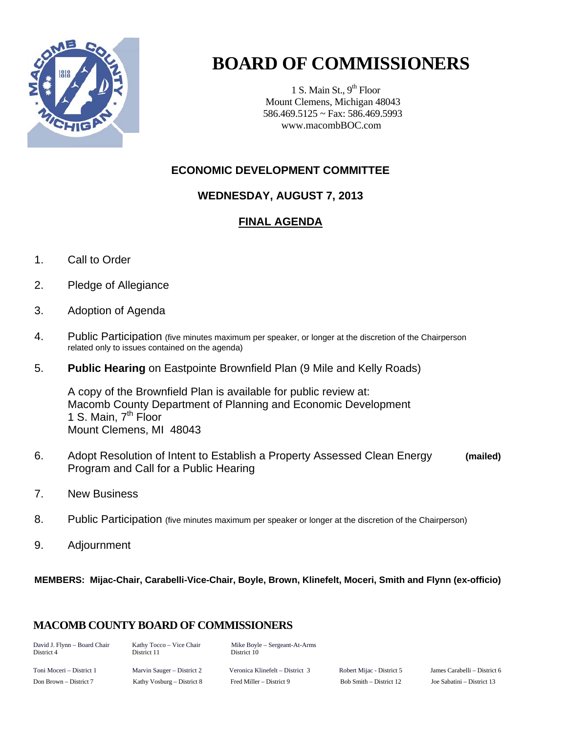# BOARD OF COMMISSIONERS

1 S. Main St., 9th Floor
Mount Clemens, Michigan 48043
586.469.5125 ~ Fax: 586.469.5993
www.macombBOC.com

## ECONOMIC DEVELOPMENT COMMITTEE

### WEDNESDAY, AUGUST 7, 2013

### FINAL AGENDA

1. Call to Order
2. Pledge of Allegiance
3. Adoption of Agenda
4. Public Participation (five minutes maximum per speaker, or longer at the discretion of the Chairperson related only to issues contained on the agenda)
5. **Public Hearing** on Eastpointe Brownfield Plan (9 Mile and Kelly Roads)

   A copy of the Brownfield Plan is available for public review at:
   Macomb County Department of Planning and Economic Development
   1 S. Main, 7th Floor
   Mount Clemens, MI 48043

6. Adopt Resolution of Intent to Establish a Property Assessed Clean Energy Program and Call for a Public Hearing **(mailed)**
7. New Business
8. Public Participation (five minutes maximum per speaker or longer at the discretion of the Chairperson)
9. Adjournment

**MEMBERS: Mijac-Chair, Carabelli-Vice-Chair, Boyle, Brown, Klinefelt, Moceri, Smith and Flynn (ex-officio)**

## MACOMB COUNTY BOARD OF COMMISSIONERS

David J. Flynn – Board Chair, District 4
Kathy Tocco – Vice Chair, District 11
Mike Boyle – Sergeant-At-Arms, District 10

Toni Moceri – District 1
Marvin Sauger – District 2
Veronica Klinefelt – District 3
Robert Mijac - District 5
James Carabelli – District 6
Don Brown – District 7
Kathy Vosburg – District 8
Fred Miller – District 9
Bob Smith – District 12
Joe Sabatini – District 13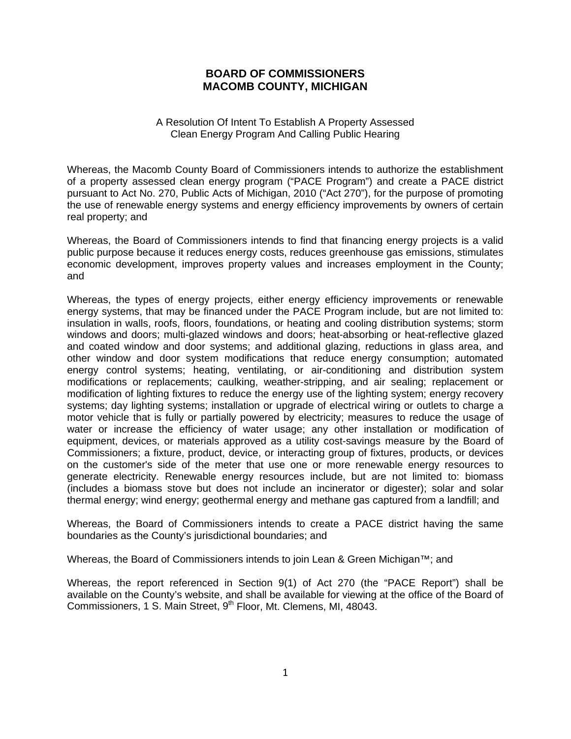**BOARD OF COMMISSIONERS**
**MACOMB COUNTY, MICHIGAN**

A Resolution Of Intent To Establish A Property Assessed Clean Energy Program And Calling Public Hearing

Whereas, the Macomb County Board of Commissioners intends to authorize the establishment of a property assessed clean energy program ("PACE Program") and create a PACE district pursuant to Act No. 270, Public Acts of Michigan, 2010 ("Act 270"), for the purpose of promoting the use of renewable energy systems and energy efficiency improvements by owners of certain real property; and

Whereas, the Board of Commissioners intends to find that financing energy projects is a valid public purpose because it reduces energy costs, reduces greenhouse gas emissions, stimulates economic development, improves property values and increases employment in the County; and

Whereas, the types of energy projects, either energy efficiency improvements or renewable energy systems, that may be financed under the PACE Program include, but are not limited to: insulation in walls, roofs, floors, foundations, or heating and cooling distribution systems; storm windows and doors; multi-glazed windows and doors; heat-absorbing or heat-reflective glazed and coated window and door systems; and additional glazing, reductions in glass area, and other window and door system modifications that reduce energy consumption; automated energy control systems; heating, ventilating, or air-conditioning and distribution system modifications or replacements; caulking, weather-stripping, and air sealing; replacement or modification of lighting fixtures to reduce the energy use of the lighting system; energy recovery systems; day lighting systems; installation or upgrade of electrical wiring or outlets to charge a motor vehicle that is fully or partially powered by electricity; measures to reduce the usage of water or increase the efficiency of water usage; any other installation or modification of equipment, devices, or materials approved as a utility cost-savings measure by the Board of Commissioners; a fixture, product, device, or interacting group of fixtures, products, or devices on the customer's side of the meter that use one or more renewable energy resources to generate electricity. Renewable energy resources include, but are not limited to: biomass (includes a biomass stove but does not include an incinerator or digester); solar and solar thermal energy; wind energy; geothermal energy and methane gas captured from a landfill; and

Whereas, the Board of Commissioners intends to create a PACE district having the same boundaries as the County's jurisdictional boundaries; and

Whereas, the Board of Commissioners intends to join Lean & Green Michigan™; and

Whereas, the report referenced in Section 9(1) of Act 270 (the "PACE Report") shall be available on the County's website, and shall be available for viewing at the office of the Board of Commissioners, 1 S. Main Street, 9th Floor, Mt. Clemens, MI, 48043.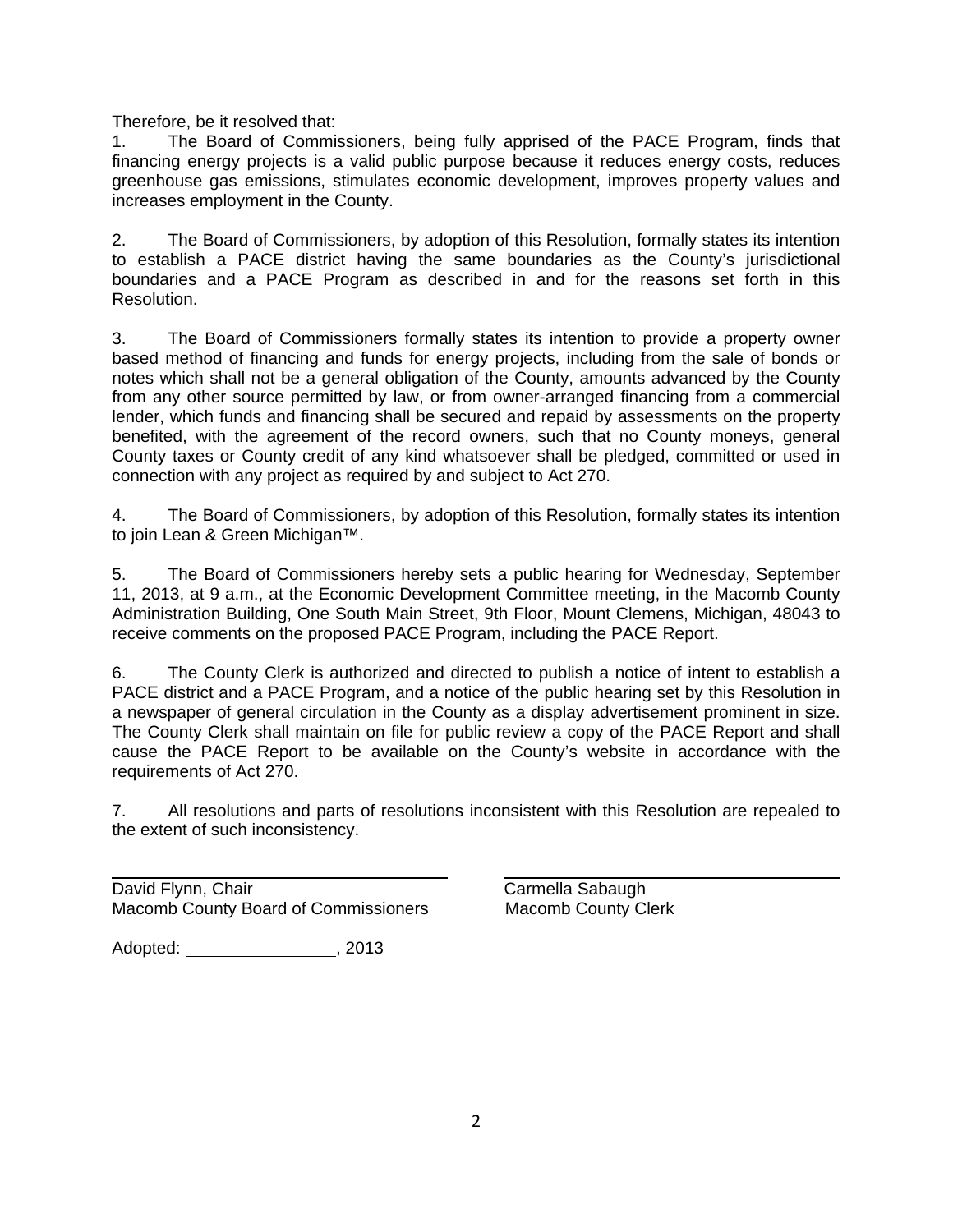Therefore, be it resolved that:

1. The Board of Commissioners, being fully apprised of the PACE Program, finds that financing energy projects is a valid public purpose because it reduces energy costs, reduces greenhouse gas emissions, stimulates economic development, improves property values and increases employment in the County.

2. The Board of Commissioners, by adoption of this Resolution, formally states its intention to establish a PACE district having the same boundaries as the County's jurisdictional boundaries and a PACE Program as described in and for the reasons set forth in this Resolution.

3. The Board of Commissioners formally states its intention to provide a property owner based method of financing and funds for energy projects, including from the sale of bonds or notes which shall not be a general obligation of the County, amounts advanced by the County from any other source permitted by law, or from owner-arranged financing from a commercial lender, which funds and financing shall be secured and repaid by assessments on the property benefited, with the agreement of the record owners, such that no County moneys, general County taxes or County credit of any kind whatsoever shall be pledged, committed or used in connection with any project as required by and subject to Act 270.

4. The Board of Commissioners, by adoption of this Resolution, formally states its intention to join Lean & Green Michigan™.

5. The Board of Commissioners hereby sets a public hearing for Wednesday, September 11, 2013, at 9 a.m., at the Economic Development Committee meeting, in the Macomb County Administration Building, One South Main Street, 9th Floor, Mount Clemens, Michigan, 48043 to receive comments on the proposed PACE Program, including the PACE Report.

6. The County Clerk is authorized and directed to publish a notice of intent to establish a PACE district and a PACE Program, and a notice of the public hearing set by this Resolution in a newspaper of general circulation in the County as a display advertisement prominent in size. The County Clerk shall maintain on file for public review a copy of the PACE Report and shall cause the PACE Report to be available on the County's website in accordance with the requirements of Act 270.

7. All resolutions and parts of resolutions inconsistent with this Resolution are repealed to the extent of such inconsistency.

______________________________
David Flynn, Chair
Macomb County Board of Commissioners

______________________________
Carmella Sabaugh
Macomb County Clerk

Adopted: ______________, 2013